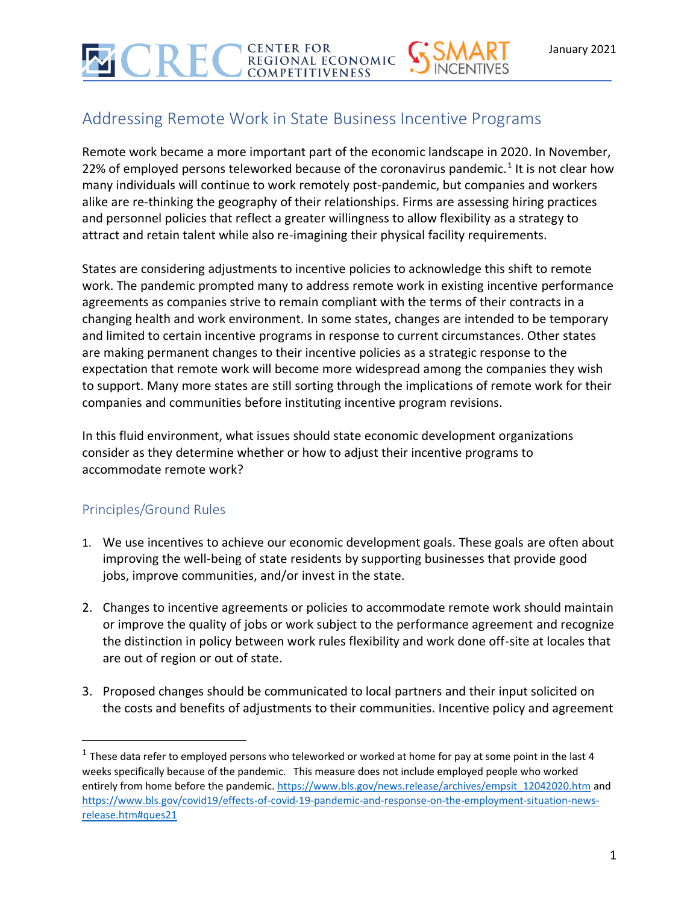# Addressing Remote Work in State Business Incentive Programs

Remote work became a more important part of the economic landscape in 2020. In November, 22% of employed persons teleworked because of the coronavirus pandemic.[1] It is not clear how many individuals will continue to work remotely post-pandemic, but companies and workers alike are re-thinking the geography of their relationships. Firms are assessing hiring practices and personnel policies that reflect a greater willingness to allow flexibility as a strategy to attract and retain talent while also re-imagining their physical facility requirements.

States are considering adjustments to incentive policies to acknowledge this shift to remote work. The pandemic prompted many to address remote work in existing incentive performance agreements as companies strive to remain compliant with the terms of their contracts in a changing health and work environment. In some states, changes are intended to be temporary and limited to certain incentive programs in response to current circumstances. Other states are making permanent changes to their incentive policies as a strategic response to the expectation that remote work will become more widespread among the companies they wish to support. Many more states are still sorting through the implications of remote work for their companies and communities before instituting incentive program revisions.

In this fluid environment, what issues should state economic development organizations consider as they determine whether or how to adjust their incentive programs to accommodate remote work?

## Principles/Ground Rules

1. We use incentives to achieve our economic development goals. These goals are often about improving the well-being of state residents by supporting businesses that provide good jobs, improve communities, and/or invest in the state.

2. Changes to incentive agreements or policies to accommodate remote work should maintain or improve the quality of jobs or work subject to the performance agreement and recognize the distinction in policy between work rules flexibility and work done off-site at locales that are out of region or out of state.

3. Proposed changes should be communicated to local partners and their input solicited on the costs and benefits of adjustments to their communities. Incentive policy and agreement

[1] These data refer to employed persons who teleworked or worked at home for pay at some point in the last 4 weeks specifically because of the pandemic. This measure does not include employed people who worked entirely from home before the pandemic. https://www.bls.gov/news.release/archives/empsit_12042020.htm and https://www.bls.gov/covid19/effects-of-covid-19-pandemic-and-response-on-the-employment-situation-news-release.htm#ques21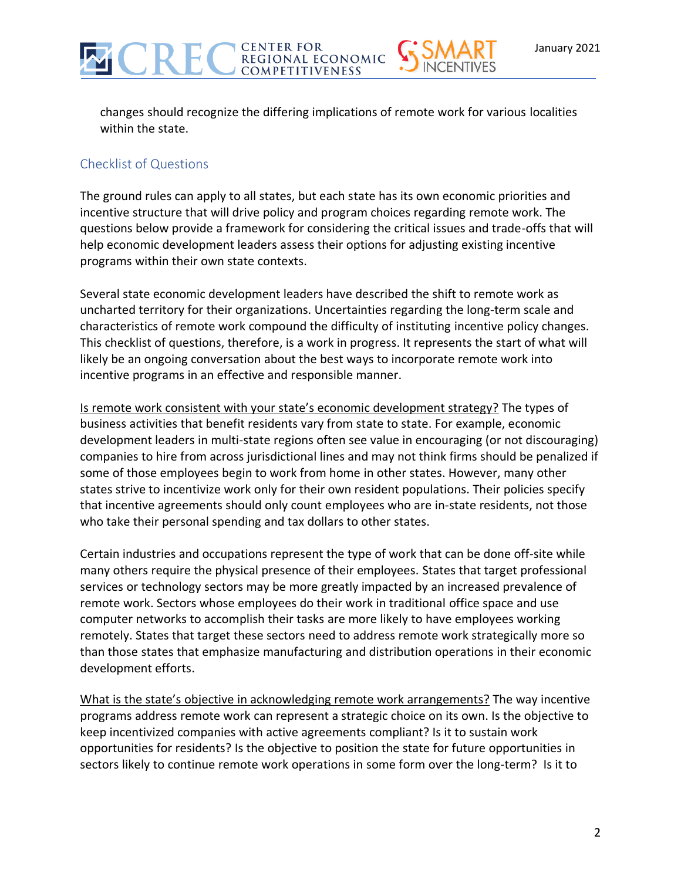changes should recognize the differing implications of remote work for various localities within the state.

## Checklist of Questions

The ground rules can apply to all states, but each state has its own economic priorities and incentive structure that will drive policy and program choices regarding remote work. The questions below provide a framework for considering the critical issues and trade-offs that will help economic development leaders assess their options for adjusting existing incentive programs within their own state contexts.

Several state economic development leaders have described the shift to remote work as uncharted territory for their organizations. Uncertainties regarding the long-term scale and characteristics of remote work compound the difficulty of instituting incentive policy changes. This checklist of questions, therefore, is a work in progress. It represents the start of what will likely be an ongoing conversation about the best ways to incorporate remote work into incentive programs in an effective and responsible manner.

<u>Is remote work consistent with your state's economic development strategy?</u> The types of business activities that benefit residents vary from state to state. For example, economic development leaders in multi-state regions often see value in encouraging (or not discouraging) companies to hire from across jurisdictional lines and may not think firms should be penalized if some of those employees begin to work from home in other states. However, many other states strive to incentivize work only for their own resident populations. Their policies specify that incentive agreements should only count employees who are in-state residents, not those who take their personal spending and tax dollars to other states.

Certain industries and occupations represent the type of work that can be done off-site while many others require the physical presence of their employees. States that target professional services or technology sectors may be more greatly impacted by an increased prevalence of remote work. Sectors whose employees do their work in traditional office space and use computer networks to accomplish their tasks are more likely to have employees working remotely. States that target these sectors need to address remote work strategically more so than those states that emphasize manufacturing and distribution operations in their economic development efforts.

<u>What is the state's objective in acknowledging remote work arrangements?</u> The way incentive programs address remote work can represent a strategic choice on its own. Is the objective to keep incentivized companies with active agreements compliant? Is it to sustain work opportunities for residents? Is the objective to position the state for future opportunities in sectors likely to continue remote work operations in some form over the long-term? Is it to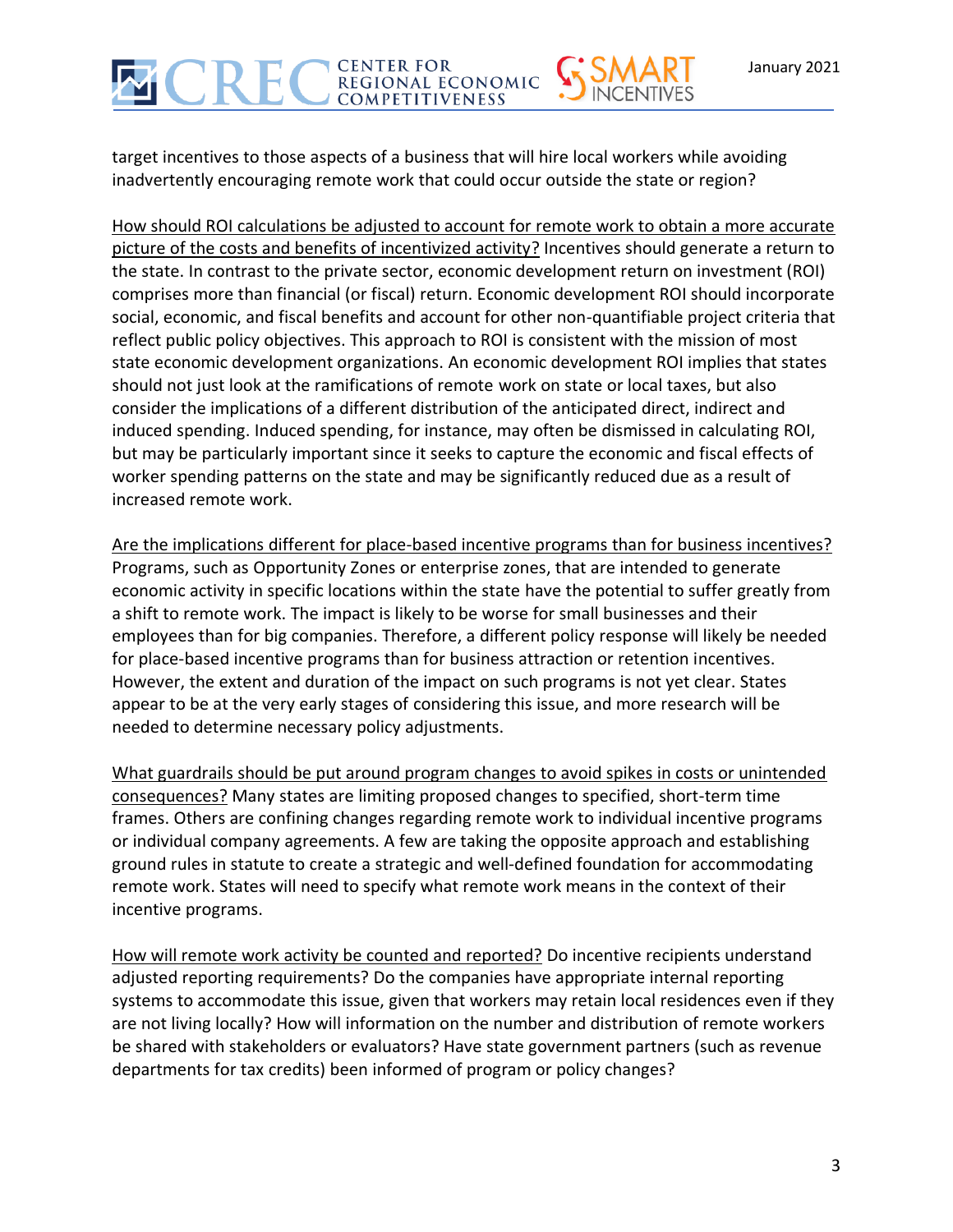target incentives to those aspects of a business that will hire local workers while avoiding inadvertently encouraging remote work that could occur outside the state or region?

<u>How should ROI calculations be adjusted to account for remote work to obtain a more accurate picture of the costs and benefits of incentivized activity?</u> Incentives should generate a return to the state. In contrast to the private sector, economic development return on investment (ROI) comprises more than financial (or fiscal) return. Economic development ROI should incorporate social, economic, and fiscal benefits and account for other non-quantifiable project criteria that reflect public policy objectives. This approach to ROI is consistent with the mission of most state economic development organizations. An economic development ROI implies that states should not just look at the ramifications of remote work on state or local taxes, but also consider the implications of a different distribution of the anticipated direct, indirect and induced spending. Induced spending, for instance, may often be dismissed in calculating ROI, but may be particularly important since it seeks to capture the economic and fiscal effects of worker spending patterns on the state and may be significantly reduced due as a result of increased remote work.

<u>Are the implications different for place-based incentive programs than for business incentives?</u> Programs, such as Opportunity Zones or enterprise zones, that are intended to generate economic activity in specific locations within the state have the potential to suffer greatly from a shift to remote work. The impact is likely to be worse for small businesses and their employees than for big companies. Therefore, a different policy response will likely be needed for place-based incentive programs than for business attraction or retention incentives. However, the extent and duration of the impact on such programs is not yet clear. States appear to be at the very early stages of considering this issue, and more research will be needed to determine necessary policy adjustments.

<u>What guardrails should be put around program changes to avoid spikes in costs or unintended consequences?</u> Many states are limiting proposed changes to specified, short-term time frames. Others are confining changes regarding remote work to individual incentive programs or individual company agreements. A few are taking the opposite approach and establishing ground rules in statute to create a strategic and well-defined foundation for accommodating remote work. States will need to specify what remote work means in the context of their incentive programs.

<u>How will remote work activity be counted and reported?</u> Do incentive recipients understand adjusted reporting requirements? Do the companies have appropriate internal reporting systems to accommodate this issue, given that workers may retain local residences even if they are not living locally? How will information on the number and distribution of remote workers be shared with stakeholders or evaluators? Have state government partners (such as revenue departments for tax credits) been informed of program or policy changes?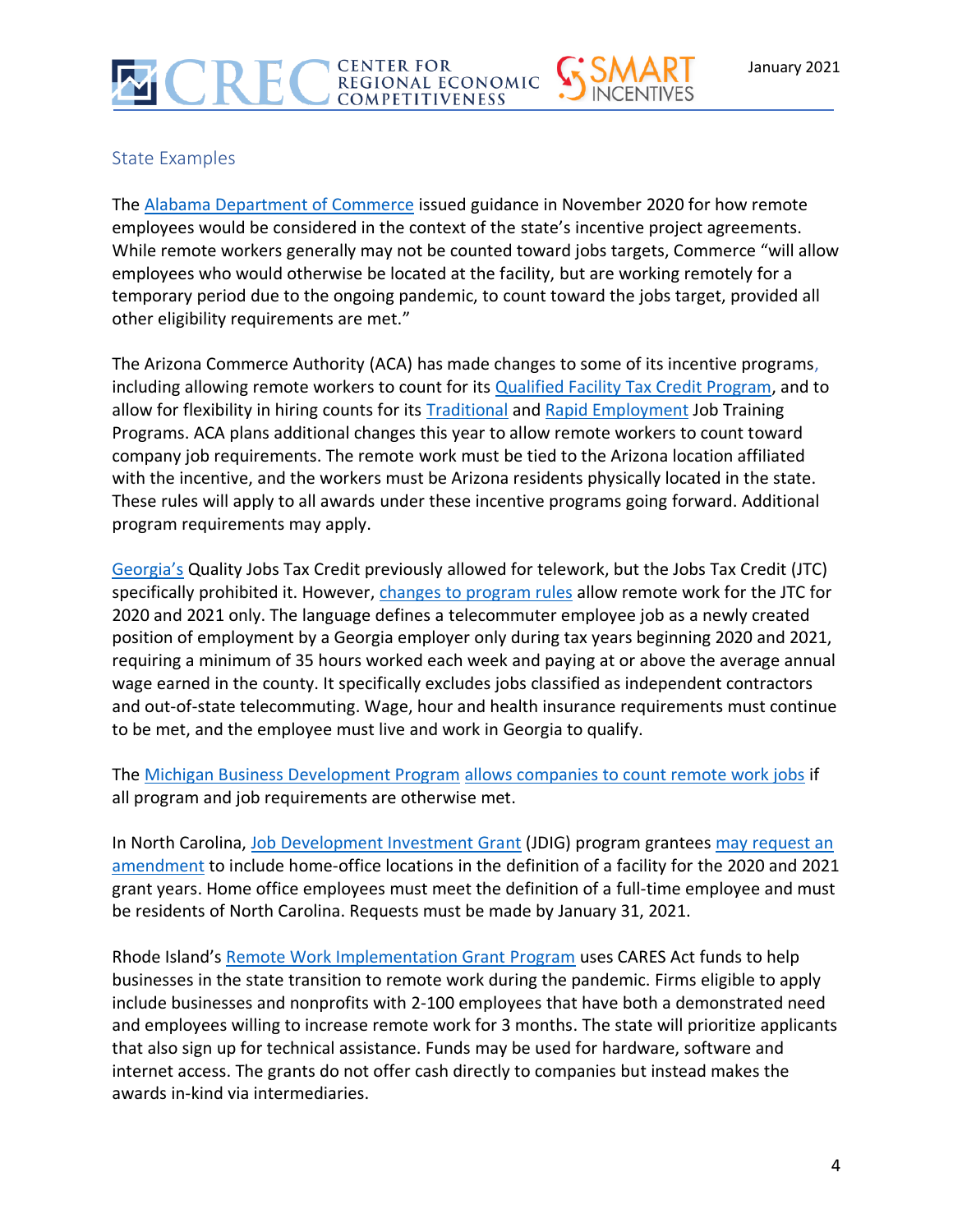## State Examples

The Alabama Department of Commerce issued guidance in November 2020 for how remote employees would be considered in the context of the state's incentive project agreements. While remote workers generally may not be counted toward jobs targets, Commerce "will allow employees who would otherwise be located at the facility, but are working remotely for a temporary period due to the ongoing pandemic, to count toward the jobs target, provided all other eligibility requirements are met."

The Arizona Commerce Authority (ACA) has made changes to some of its incentive programs, including allowing remote workers to count for its Qualified Facility Tax Credit Program, and to allow for flexibility in hiring counts for its Traditional and Rapid Employment Job Training Programs. ACA plans additional changes this year to allow remote workers to count toward company job requirements. The remote work must be tied to the Arizona location affiliated with the incentive, and the workers must be Arizona residents physically located in the state. These rules will apply to all awards under these incentive programs going forward. Additional program requirements may apply.

Georgia's Quality Jobs Tax Credit previously allowed for telework, but the Jobs Tax Credit (JTC) specifically prohibited it. However, changes to program rules allow remote work for the JTC for 2020 and 2021 only. The language defines a telecommuter employee job as a newly created position of employment by a Georgia employer only during tax years beginning 2020 and 2021, requiring a minimum of 35 hours worked each week and paying at or above the average annual wage earned in the county. It specifically excludes jobs classified as independent contractors and out-of-state telecommuting. Wage, hour and health insurance requirements must continue to be met, and the employee must live and work in Georgia to qualify.

The Michigan Business Development Program allows companies to count remote work jobs if all program and job requirements are otherwise met.

In North Carolina, Job Development Investment Grant (JDIG) program grantees may request an amendment to include home-office locations in the definition of a facility for the 2020 and 2021 grant years. Home office employees must meet the definition of a full-time employee and must be residents of North Carolina. Requests must be made by January 31, 2021.

Rhode Island's Remote Work Implementation Grant Program uses CARES Act funds to help businesses in the state transition to remote work during the pandemic. Firms eligible to apply include businesses and nonprofits with 2-100 employees that have both a demonstrated need and employees willing to increase remote work for 3 months. The state will prioritize applicants that also sign up for technical assistance. Funds may be used for hardware, software and internet access. The grants do not offer cash directly to companies but instead makes the awards in-kind via intermediaries.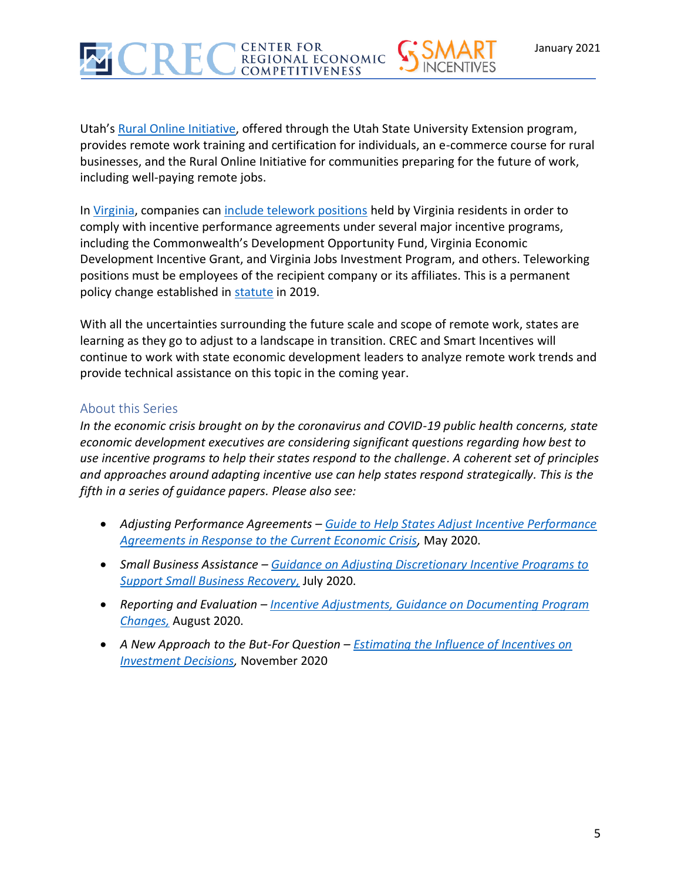Utah's Rural Online Initiative, offered through the Utah State University Extension program, provides remote work training and certification for individuals, an e-commerce course for rural businesses, and the Rural Online Initiative for communities preparing for the future of work, including well-paying remote jobs.

In Virginia, companies can include telework positions held by Virginia residents in order to comply with incentive performance agreements under several major incentive programs, including the Commonwealth's Development Opportunity Fund, Virginia Economic Development Incentive Grant, and Virginia Jobs Investment Program, and others. Teleworking positions must be employees of the recipient company or its affiliates. This is a permanent policy change established in statute in 2019.

With all the uncertainties surrounding the future scale and scope of remote work, states are learning as they go to adjust to a landscape in transition. CREC and Smart Incentives will continue to work with state economic development leaders to analyze remote work trends and provide technical assistance on this topic in the coming year.

## About this Series

*In the economic crisis brought on by the coronavirus and COVID-19 public health concerns, state economic development executives are considering significant questions regarding how best to use incentive programs to help their states respond to the challenge. A coherent set of principles and approaches around adapting incentive use can help states respond strategically. This is the fifth in a series of guidance papers. Please also see:*

- *Adjusting Performance Agreements – Guide to Help States Adjust Incentive Performance Agreements in Response to the Current Economic Crisis*, May 2020.
- *Small Business Assistance – Guidance on Adjusting Discretionary Incentive Programs to Support Small Business Recovery,* July 2020.
- *Reporting and Evaluation – Incentive Adjustments, Guidance on Documenting Program Changes,* August 2020.
- *A New Approach to the But-For Question – Estimating the Influence of Incentives on Investment Decisions*, November 2020